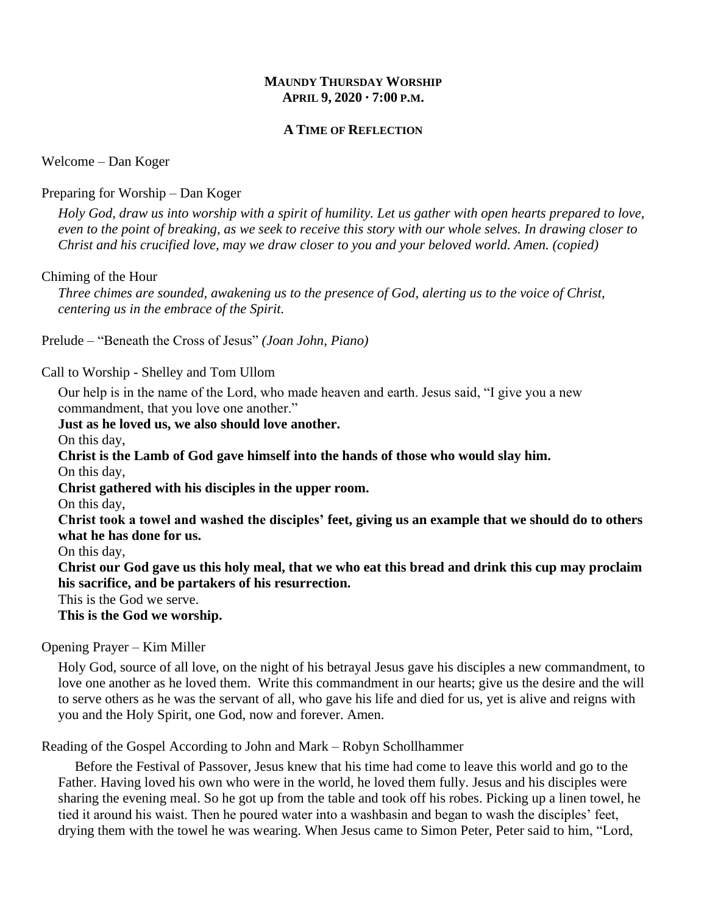# Maundy Thursday Worship
## April 9, 2020 · 7:00 p.m.

### A Time of Reflection

Welcome – Dan Koger

Preparing for Worship – Dan Koger

*Holy God, draw us into worship with a spirit of humility. Let us gather with open hearts prepared to love, even to the point of breaking, as we seek to receive this story with our whole selves. In drawing closer to Christ and his crucified love, may we draw closer to you and your beloved world. Amen. (copied)*

Chiming of the Hour

*Three chimes are sounded, awakening us to the presence of God, alerting us to the voice of Christ, centering us in the embrace of the Spirit.*

Prelude – "Beneath the Cross of Jesus" *(Joan John, Piano)*

Call to Worship - Shelley and Tom Ullom

Our help is in the name of the Lord, who made heaven and earth. Jesus said, "I give you a new commandment, that you love one another."

**Just as he loved us, we also should love another.**

On this day,

**Christ is the Lamb of God gave himself into the hands of those who would slay him.**

On this day,

**Christ gathered with his disciples in the upper room.**

On this day,

**Christ took a towel and washed the disciples' feet, giving us an example that we should do to others what he has done for us.**

On this day,

**Christ our God gave us this holy meal, that we who eat this bread and drink this cup may proclaim his sacrifice, and be partakers of his resurrection.**

This is the God we serve.

**This is the God we worship.**

Opening Prayer – Kim Miller

Holy God, source of all love, on the night of his betrayal Jesus gave his disciples a new commandment, to love one another as he loved them. Write this commandment in our hearts; give us the desire and the will to serve others as he was the servant of all, who gave his life and died for us, yet is alive and reigns with you and the Holy Spirit, one God, now and forever. Amen.

Reading of the Gospel According to John and Mark – Robyn Schollhammer

Before the Festival of Passover, Jesus knew that his time had come to leave this world and go to the Father. Having loved his own who were in the world, he loved them fully. Jesus and his disciples were sharing the evening meal. So he got up from the table and took off his robes. Picking up a linen towel, he tied it around his waist. Then he poured water into a washbasin and began to wash the disciples' feet, drying them with the towel he was wearing. When Jesus came to Simon Peter, Peter said to him, "Lord,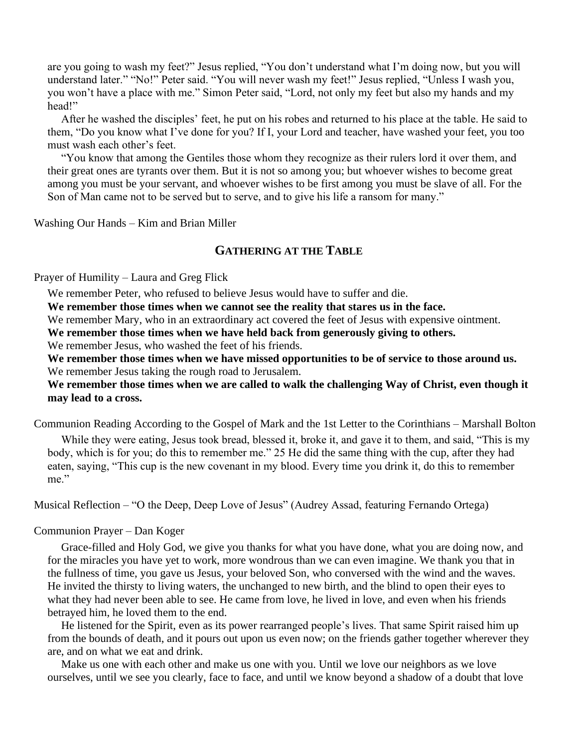are you going to wash my feet?" Jesus replied, "You don't understand what I'm doing now, but you will understand later." "No!" Peter said. "You will never wash my feet!" Jesus replied, "Unless I wash you, you won't have a place with me." Simon Peter said, "Lord, not only my feet but also my hands and my head!"

After he washed the disciples' feet, he put on his robes and returned to his place at the table. He said to them, "Do you know what I've done for you? If I, your Lord and teacher, have washed your feet, you too must wash each other's feet.

"You know that among the Gentiles those whom they recognize as their rulers lord it over them, and their great ones are tyrants over them. But it is not so among you; but whoever wishes to become great among you must be your servant, and whoever wishes to be first among you must be slave of all. For the Son of Man came not to be served but to serve, and to give his life a ransom for many."

Washing Our Hands – Kim and Brian Miller

## GATHERING AT THE TABLE

Prayer of Humility – Laura and Greg Flick

We remember Peter, who refused to believe Jesus would have to suffer and die.
**We remember those times when we cannot see the reality that stares us in the face.**
We remember Mary, who in an extraordinary act covered the feet of Jesus with expensive ointment.
**We remember those times when we have held back from generously giving to others.**
We remember Jesus, who washed the feet of his friends.
**We remember those times when we have missed opportunities to be of service to those around us.**
We remember Jesus taking the rough road to Jerusalem.
**We remember those times when we are called to walk the challenging Way of Christ, even though it may lead to a cross.**

Communion Reading According to the Gospel of Mark and the 1st Letter to the Corinthians – Marshall Bolton

While they were eating, Jesus took bread, blessed it, broke it, and gave it to them, and said, "This is my body, which is for you; do this to remember me." 25 He did the same thing with the cup, after they had eaten, saying, "This cup is the new covenant in my blood. Every time you drink it, do this to remember me."

Musical Reflection – "O the Deep, Deep Love of Jesus" (Audrey Assad, featuring Fernando Ortega)

Communion Prayer – Dan Koger

Grace-filled and Holy God, we give you thanks for what you have done, what you are doing now, and for the miracles you have yet to work, more wondrous than we can even imagine. We thank you that in the fullness of time, you gave us Jesus, your beloved Son, who conversed with the wind and the waves. He invited the thirsty to living waters, the unchanged to new birth, and the blind to open their eyes to what they had never been able to see. He came from love, he lived in love, and even when his friends betrayed him, he loved them to the end.

He listened for the Spirit, even as its power rearranged people's lives. That same Spirit raised him up from the bounds of death, and it pours out upon us even now; on the friends gather together wherever they are, and on what we eat and drink.

Make us one with each other and make us one with you. Until we love our neighbors as we love ourselves, until we see you clearly, face to face, and until we know beyond a shadow of a doubt that love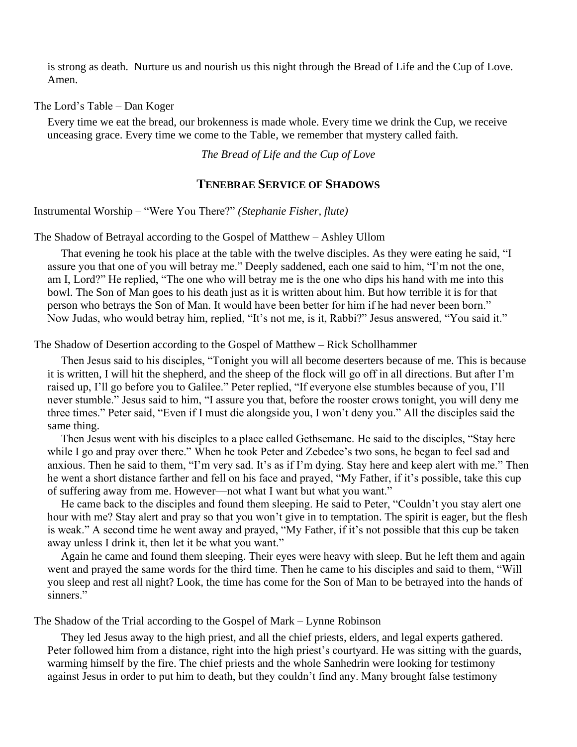is strong as death. Nurture us and nourish us this night through the Bread of Life and the Cup of Love. Amen.

The Lord's Table – Dan Koger

Every time we eat the bread, our brokenness is made whole. Every time we drink the Cup, we receive unceasing grace. Every time we come to the Table, we remember that mystery called faith.

*The Bread of Life and the Cup of Love*

## TENEBRAE SERVICE OF SHADOWS

Instrumental Worship – "Were You There?" *(Stephanie Fisher, flute)*

The Shadow of Betrayal according to the Gospel of Matthew – Ashley Ullom

That evening he took his place at the table with the twelve disciples. As they were eating he said, "I assure you that one of you will betray me." Deeply saddened, each one said to him, "I'm not the one, am I, Lord?" He replied, "The one who will betray me is the one who dips his hand with me into this bowl. The Son of Man goes to his death just as it is written about him. But how terrible it is for that person who betrays the Son of Man. It would have been better for him if he had never been born." Now Judas, who would betray him, replied, "It's not me, is it, Rabbi?" Jesus answered, "You said it."

The Shadow of Desertion according to the Gospel of Matthew – Rick Schollhammer

Then Jesus said to his disciples, "Tonight you will all become deserters because of me. This is because it is written, I will hit the shepherd, and the sheep of the flock will go off in all directions. But after I'm raised up, I'll go before you to Galilee." Peter replied, "If everyone else stumbles because of you, I'll never stumble." Jesus said to him, "I assure you that, before the rooster crows tonight, you will deny me three times." Peter said, "Even if I must die alongside you, I won't deny you." All the disciples said the same thing.

Then Jesus went with his disciples to a place called Gethsemane. He said to the disciples, "Stay here while I go and pray over there." When he took Peter and Zebedee's two sons, he began to feel sad and anxious. Then he said to them, "I'm very sad. It's as if I'm dying. Stay here and keep alert with me." Then he went a short distance farther and fell on his face and prayed, "My Father, if it's possible, take this cup of suffering away from me. However—not what I want but what you want."

He came back to the disciples and found them sleeping. He said to Peter, "Couldn't you stay alert one hour with me? Stay alert and pray so that you won't give in to temptation. The spirit is eager, but the flesh is weak." A second time he went away and prayed, "My Father, if it's not possible that this cup be taken away unless I drink it, then let it be what you want."

Again he came and found them sleeping. Their eyes were heavy with sleep. But he left them and again went and prayed the same words for the third time. Then he came to his disciples and said to them, "Will you sleep and rest all night? Look, the time has come for the Son of Man to be betrayed into the hands of sinners."

The Shadow of the Trial according to the Gospel of Mark – Lynne Robinson

They led Jesus away to the high priest, and all the chief priests, elders, and legal experts gathered. Peter followed him from a distance, right into the high priest's courtyard. He was sitting with the guards, warming himself by the fire. The chief priests and the whole Sanhedrin were looking for testimony against Jesus in order to put him to death, but they couldn't find any. Many brought false testimony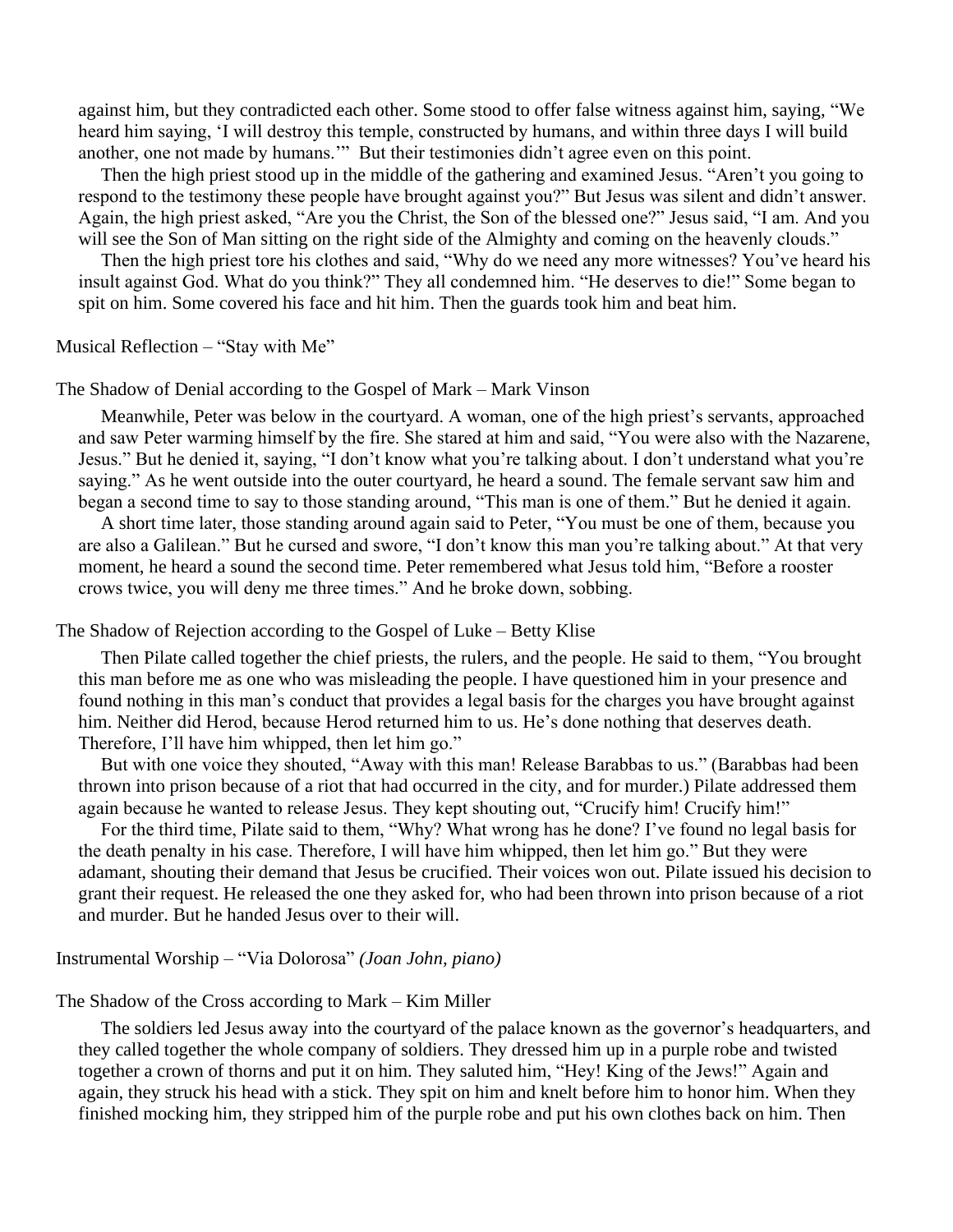against him, but they contradicted each other. Some stood to offer false witness against him, saying, "We heard him saying, 'I will destroy this temple, constructed by humans, and within three days I will build another, one not made by humans.'" But their testimonies didn't agree even on this point.

Then the high priest stood up in the middle of the gathering and examined Jesus. "Aren't you going to respond to the testimony these people have brought against you?" But Jesus was silent and didn't answer. Again, the high priest asked, "Are you the Christ, the Son of the blessed one?" Jesus said, "I am. And you will see the Son of Man sitting on the right side of the Almighty and coming on the heavenly clouds."

Then the high priest tore his clothes and said, "Why do we need any more witnesses? You've heard his insult against God. What do you think?" They all condemned him. "He deserves to die!" Some began to spit on him. Some covered his face and hit him. Then the guards took him and beat him.

Musical Reflection – "Stay with Me"

The Shadow of Denial according to the Gospel of Mark – Mark Vinson

Meanwhile, Peter was below in the courtyard. A woman, one of the high priest's servants, approached and saw Peter warming himself by the fire. She stared at him and said, "You were also with the Nazarene, Jesus." But he denied it, saying, "I don't know what you're talking about. I don't understand what you're saying." As he went outside into the outer courtyard, he heard a sound. The female servant saw him and began a second time to say to those standing around, "This man is one of them." But he denied it again.

A short time later, those standing around again said to Peter, "You must be one of them, because you are also a Galilean." But he cursed and swore, "I don't know this man you're talking about." At that very moment, he heard a sound the second time. Peter remembered what Jesus told him, "Before a rooster crows twice, you will deny me three times." And he broke down, sobbing.

The Shadow of Rejection according to the Gospel of Luke – Betty Klise

Then Pilate called together the chief priests, the rulers, and the people. He said to them, "You brought this man before me as one who was misleading the people. I have questioned him in your presence and found nothing in this man's conduct that provides a legal basis for the charges you have brought against him. Neither did Herod, because Herod returned him to us. He's done nothing that deserves death. Therefore, I'll have him whipped, then let him go."

But with one voice they shouted, "Away with this man! Release Barabbas to us." (Barabbas had been thrown into prison because of a riot that had occurred in the city, and for murder.) Pilate addressed them again because he wanted to release Jesus. They kept shouting out, "Crucify him! Crucify him!"

For the third time, Pilate said to them, "Why? What wrong has he done? I've found no legal basis for the death penalty in his case. Therefore, I will have him whipped, then let him go." But they were adamant, shouting their demand that Jesus be crucified. Their voices won out. Pilate issued his decision to grant their request. He released the one they asked for, who had been thrown into prison because of a riot and murder. But he handed Jesus over to their will.

Instrumental Worship – "Via Dolorosa" *(Joan John, piano)*

The Shadow of the Cross according to Mark – Kim Miller

The soldiers led Jesus away into the courtyard of the palace known as the governor's headquarters, and they called together the whole company of soldiers. They dressed him up in a purple robe and twisted together a crown of thorns and put it on him. They saluted him, "Hey! King of the Jews!" Again and again, they struck his head with a stick. They spit on him and knelt before him to honor him. When they finished mocking him, they stripped him of the purple robe and put his own clothes back on him. Then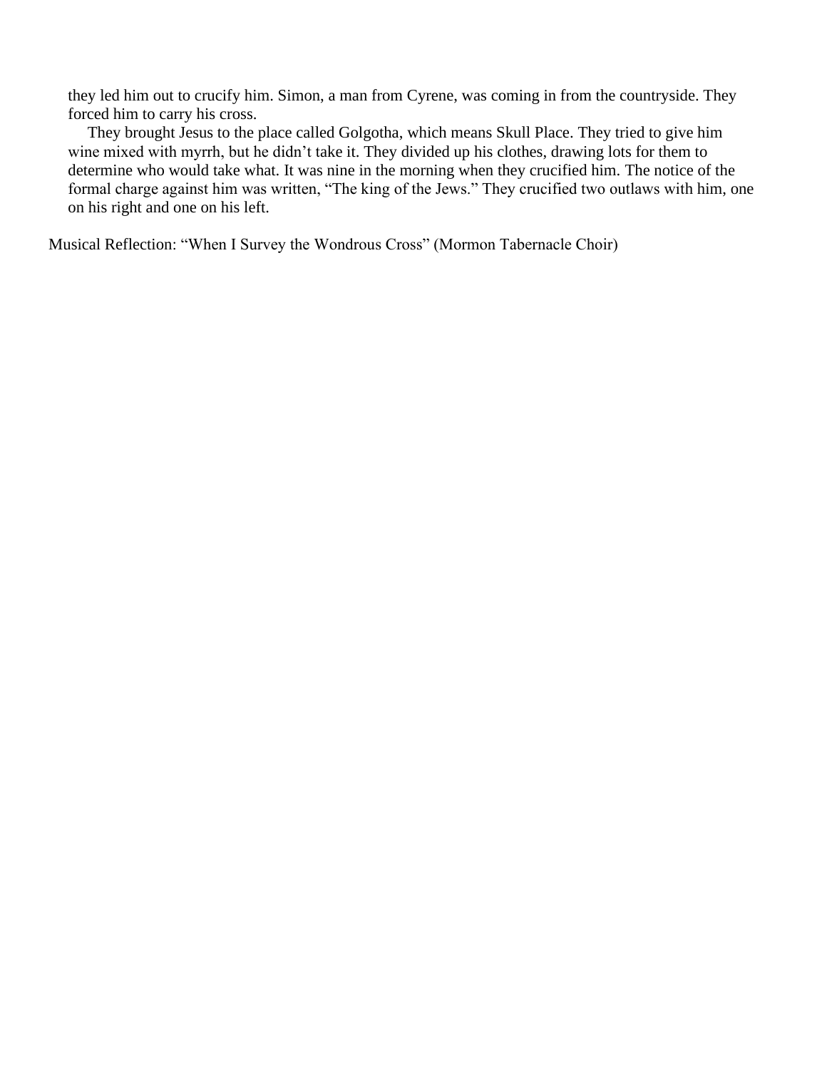they led him out to crucify him. Simon, a man from Cyrene, was coming in from the countryside. They forced him to carry his cross.

They brought Jesus to the place called Golgotha, which means Skull Place. They tried to give him wine mixed with myrrh, but he didn't take it. They divided up his clothes, drawing lots for them to determine who would take what. It was nine in the morning when they crucified him. The notice of the formal charge against him was written, "The king of the Jews." They crucified two outlaws with him, one on his right and one on his left.

Musical Reflection: "When I Survey the Wondrous Cross" (Mormon Tabernacle Choir)